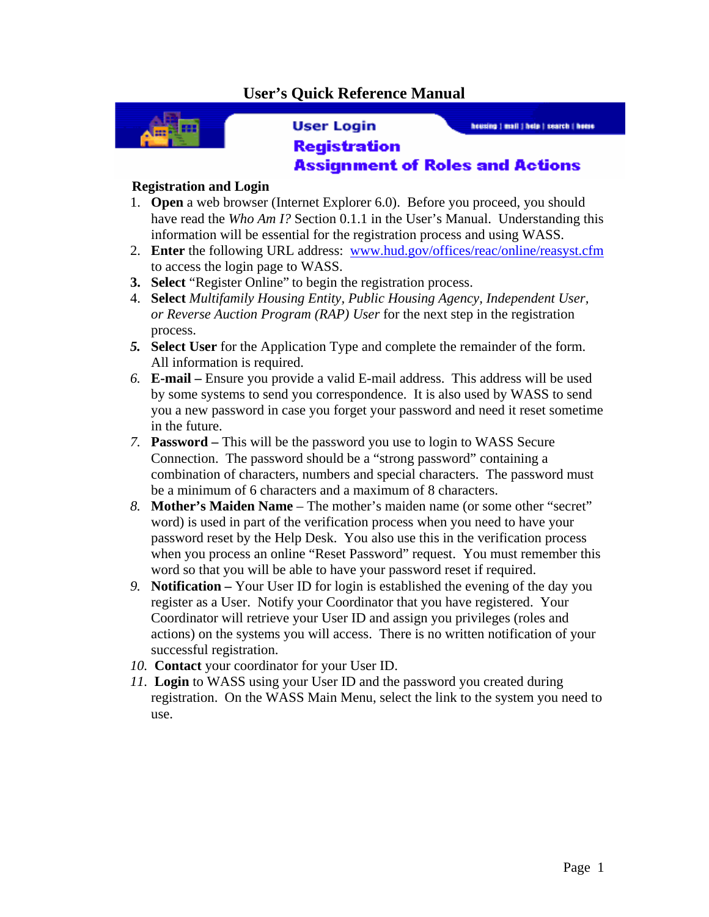# User's Quick Reference Manual

User Login

Registration

Assignment of Roles and Actions

housing | mail | help | search | home

**Registration and Login**

1. **Open** a web browser (Internet Explorer 6.0). Before you proceed, you should have read the *Who Am I?* Section 0.1.1 in the User's Manual. Understanding this information will be essential for the registration process and using WASS.
2. **Enter** the following URL address: [www.hud.gov/offices/reac/online/reasyst.cfm](www.hud.gov/offices/reac/online/reasyst.cfm) to access the login page to WASS.
3. **Select** "Register Online" to begin the registration process.
4. **Select** *Multifamily Housing Entity, Public Housing Agency, Independent User, or Reverse Auction Program (RAP) User* for the next step in the registration process.
5. **Select User** for the Application Type and complete the remainder of the form. All information is required.
6. **E-mail –** Ensure you provide a valid E-mail address. This address will be used by some systems to send you correspondence. It is also used by WASS to send you a new password in case you forget your password and need it reset sometime in the future.
7. **Password –** This will be the password you use to login to WASS Secure Connection. The password should be a "strong password" containing a combination of characters, numbers and special characters. The password must be a minimum of 6 characters and a maximum of 8 characters.
8. **Mother's Maiden Name** – The mother's maiden name (or some other "secret" word) is used in part of the verification process when you need to have your password reset by the Help Desk. You also use this in the verification process when you process an online "Reset Password" request. You must remember this word so that you will be able to have your password reset if required.
9. **Notification –** Your User ID for login is established the evening of the day you register as a User. Notify your Coordinator that you have registered. Your Coordinator will retrieve your User ID and assign you privileges (roles and actions) on the systems you will access. There is no written notification of your successful registration.
10. **Contact** your coordinator for your User ID.
11. **Login** to WASS using your User ID and the password you created during registration. On the WASS Main Menu, select the link to the system you need to use.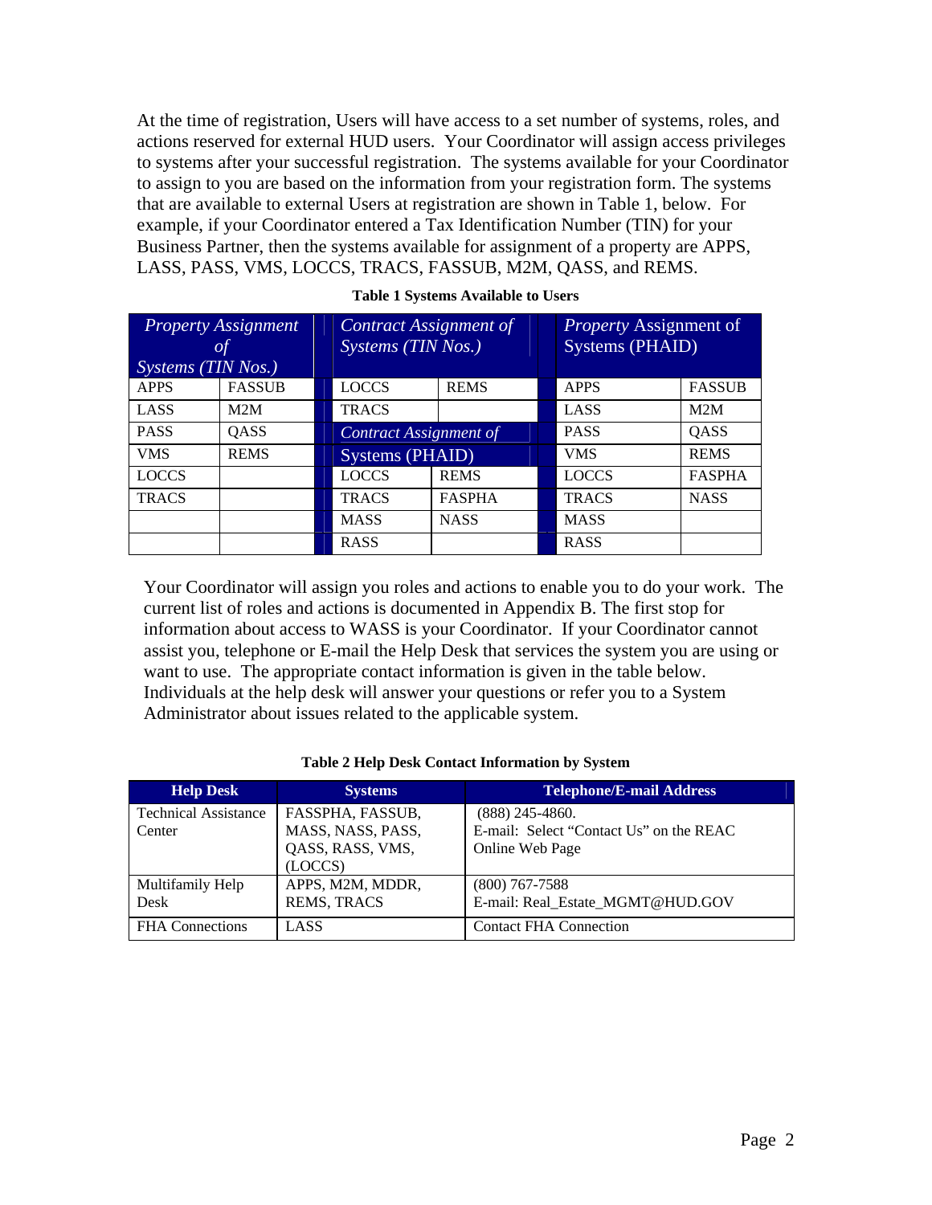At the time of registration, Users will have access to a set number of systems, roles, and actions reserved for external HUD users. Your Coordinator will assign access privileges to systems after your successful registration. The systems available for your Coordinator to assign to you are based on the information from your registration form. The systems that are available to external Users at registration are shown in Table 1, below. For example, if your Coordinator entered a Tax Identification Number (TIN) for your Business Partner, then the systems available for assignment of a property are APPS, LASS, PASS, VMS, LOCCS, TRACS, FASSUB, M2M, QASS, and REMS.

**Table 1 Systems Available to Users**

| *Property Assignment of Systems (TIN Nos.)* | | *Contract Assignment of Systems (TIN Nos.)* | | *Property* Assignment of Systems (PHAID) | |
|---|---|---|---|---|---|
| APPS | FASSUB | LOCCS | REMS | APPS | FASSUB |
| LASS | M2M | TRACS | | LASS | M2M |
| PASS | QASS | *Contract Assignment of* Systems (PHAID) | | PASS | QASS |
| VMS | REMS | | | VMS | REMS |
| LOCCS | | LOCCS | REMS | LOCCS | FASPHA |
| TRACS | | TRACS | FASPHA | TRACS | NASS |
| | | MASS | NASS | MASS | |
| | | RASS | | RASS | |

Your Coordinator will assign you roles and actions to enable you to do your work. The current list of roles and actions is documented in Appendix B. The first stop for information about access to WASS is your Coordinator. If your Coordinator cannot assist you, telephone or E-mail the Help Desk that services the system you are using or want to use. The appropriate contact information is given in the table below. Individuals at the help desk will answer your questions or refer you to a System Administrator about issues related to the applicable system.

**Table 2 Help Desk Contact Information by System**

| Help Desk | Systems | Telephone/E-mail Address |
|---|---|---|
| Technical Assistance Center | FASSPHA, FASSUB, MASS, NASS, PASS, QASS, RASS, VMS, (LOCCS) | (888) 245-4860. E-mail: Select "Contact Us" on the REAC Online Web Page |
| Multifamily Help Desk | APPS, M2M, MDDR, REMS, TRACS | (800) 767-7588 E-mail: Real_Estate_MGMT@HUD.GOV |
| FHA Connections | LASS | Contact FHA Connection |